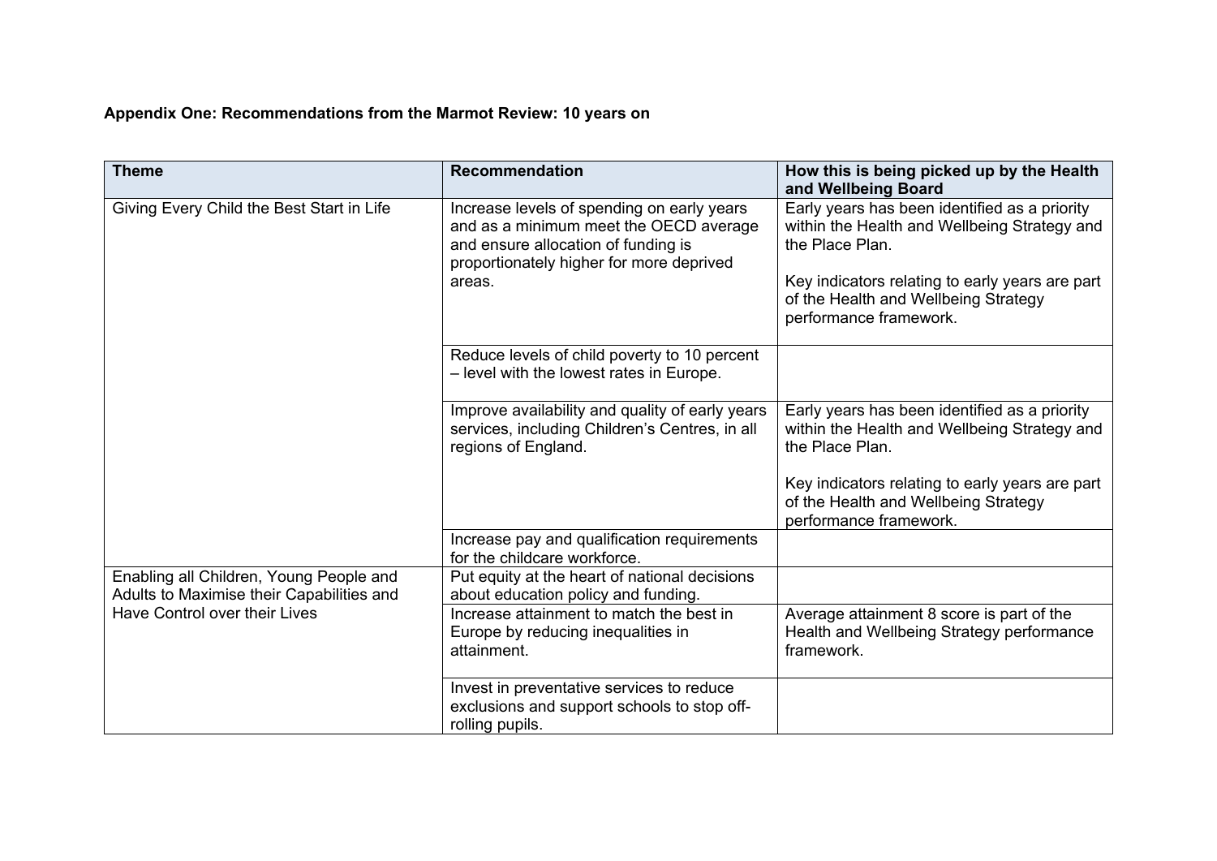**Appendix One: Recommendations from the Marmot Review: 10 years on**

| Theme | Recommendation | How this is being picked up by the Health and Wellbeing Board |
|---|---|---|
| Giving Every Child the Best Start in Life | Increase levels of spending on early years and as a minimum meet the OECD average and ensure allocation of funding is proportionately higher for more deprived areas. | Early years has been identified as a priority within the Health and Wellbeing Strategy and the Place Plan.<br><br>Key indicators relating to early years are part of the Health and Wellbeing Strategy performance framework. |
| | Reduce levels of child poverty to 10 percent – level with the lowest rates in Europe. | |
| | Improve availability and quality of early years services, including Children's Centres, in all regions of England. | Early years has been identified as a priority within the Health and Wellbeing Strategy and the Place Plan.<br><br>Key indicators relating to early years are part of the Health and Wellbeing Strategy performance framework. |
| | Increase pay and qualification requirements for the childcare workforce. | |
| Enabling all Children, Young People and Adults to Maximise their Capabilities and Have Control over their Lives | Put equity at the heart of national decisions about education policy and funding. | |
| | Increase attainment to match the best in Europe by reducing inequalities in attainment. | Average attainment 8 score is part of the Health and Wellbeing Strategy performance framework. |
| | Invest in preventative services to reduce exclusions and support schools to stop off-rolling pupils. | |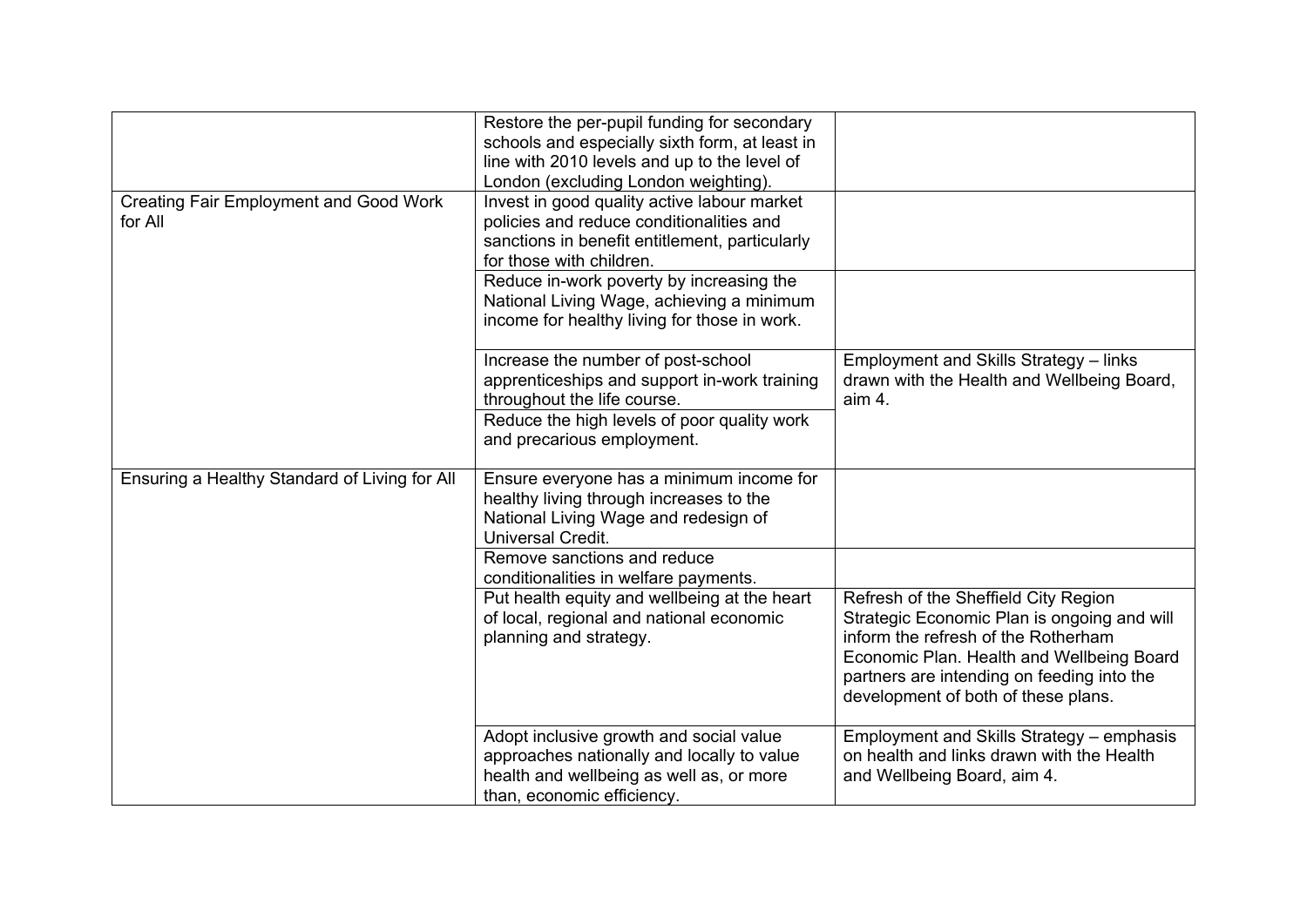| | | |
|---|---|---|
| | Restore the per-pupil funding for secondary schools and especially sixth form, at least in line with 2010 levels and up to the level of London (excluding London weighting). | |
| Creating Fair Employment and Good Work for All | Invest in good quality active labour market policies and reduce conditionalities and sanctions in benefit entitlement, particularly for those with children. | |
| | Reduce in-work poverty by increasing the National Living Wage, achieving a minimum income for healthy living for those in work. | |
| | Increase the number of post-school apprenticeships and support in-work training throughout the life course. | Employment and Skills Strategy – links drawn with the Health and Wellbeing Board, aim 4. |
| | Reduce the high levels of poor quality work and precarious employment. | |
| Ensuring a Healthy Standard of Living for All | Ensure everyone has a minimum income for healthy living through increases to the National Living Wage and redesign of Universal Credit. | |
| | Remove sanctions and reduce conditionalities in welfare payments. | |
| | Put health equity and wellbeing at the heart of local, regional and national economic planning and strategy. | Refresh of the Sheffield City Region Strategic Economic Plan is ongoing and will inform the refresh of the Rotherham Economic Plan. Health and Wellbeing Board partners are intending on feeding into the development of both of these plans. |
| | Adopt inclusive growth and social value approaches nationally and locally to value health and wellbeing as well as, or more than, economic efficiency. | Employment and Skills Strategy – emphasis on health and links drawn with the Health and Wellbeing Board, aim 4. |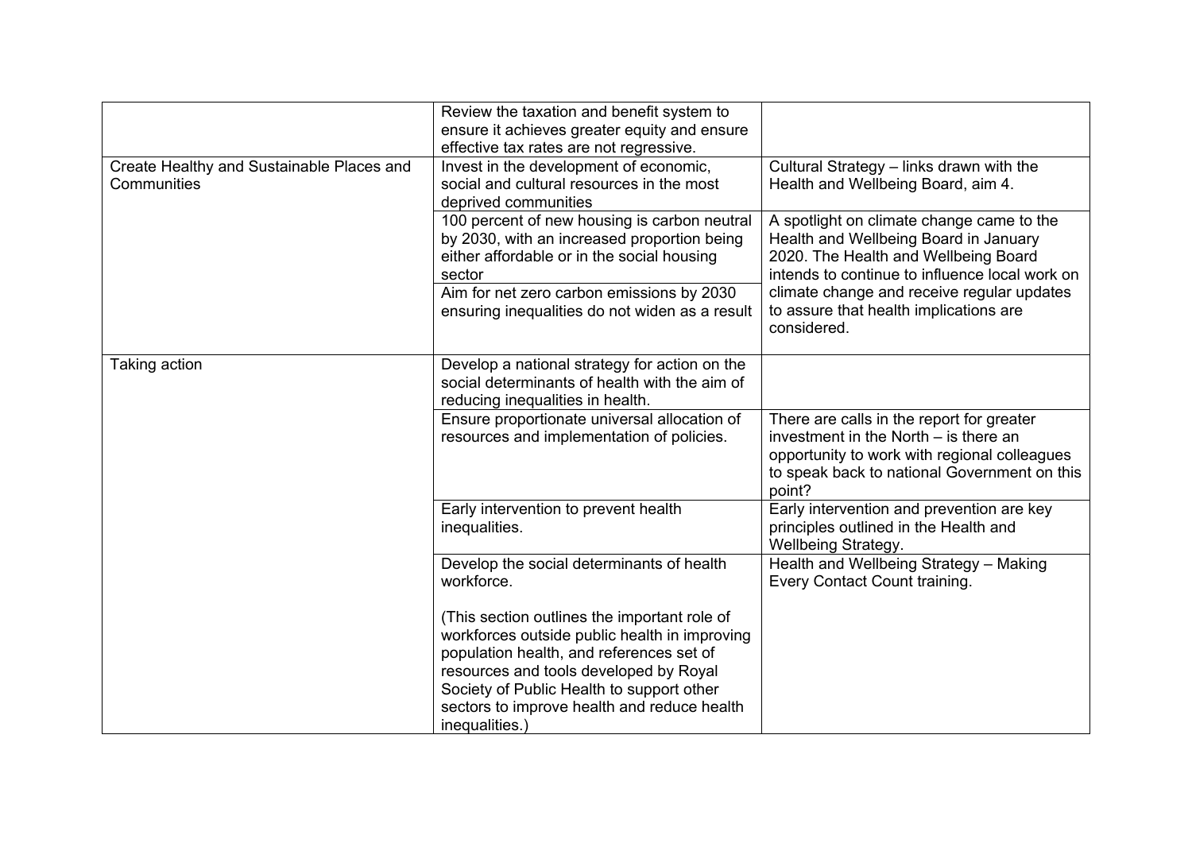| | | |
|---|---|---|
| | Review the taxation and benefit system to ensure it achieves greater equity and ensure effective tax rates are not regressive. | |
| Create Healthy and Sustainable Places and Communities | Invest in the development of economic, social and cultural resources in the most deprived communities | Cultural Strategy – links drawn with the Health and Wellbeing Board, aim 4. |
| | 100 percent of new housing is carbon neutral by 2030, with an increased proportion being either affordable or in the social housing sector | A spotlight on climate change came to the Health and Wellbeing Board in January 2020. The Health and Wellbeing Board intends to continue to influence local work on climate change and receive regular updates to assure that health implications are considered. |
| | Aim for net zero carbon emissions by 2030 ensuring inequalities do not widen as a result | |
| Taking action | Develop a national strategy for action on the social determinants of health with the aim of reducing inequalities in health. | |
| | Ensure proportionate universal allocation of resources and implementation of policies. | There are calls in the report for greater investment in the North – is there an opportunity to work with regional colleagues to speak back to national Government on this point? |
| | Early intervention to prevent health inequalities. | Early intervention and prevention are key principles outlined in the Health and Wellbeing Strategy. |
| | Develop the social determinants of health workforce.<br><br>(This section outlines the important role of workforces outside public health in improving population health, and references set of resources and tools developed by Royal Society of Public Health to support other sectors to improve health and reduce health inequalities.) | Health and Wellbeing Strategy – Making Every Contact Count training. |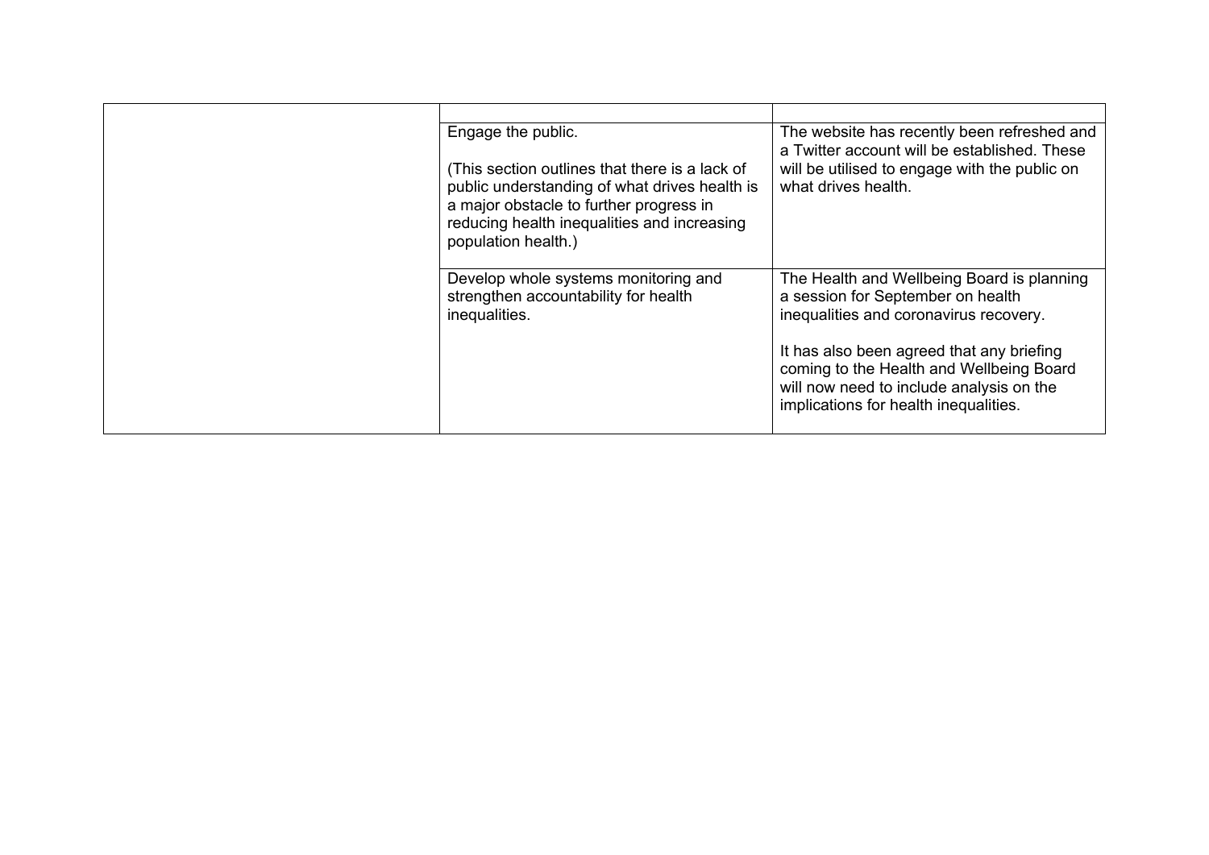| | | |
|---|---|---|
| | | |
| | Engage the public.<br><br>(This section outlines that there is a lack of public understanding of what drives health is a major obstacle to further progress in reducing health inequalities and increasing population health.) | The website has recently been refreshed and a Twitter account will be established. These will be utilised to engage with the public on what drives health. |
| | Develop whole systems monitoring and strengthen accountability for health inequalities. | The Health and Wellbeing Board is planning a session for September on health inequalities and coronavirus recovery.<br><br>It has also been agreed that any briefing coming to the Health and Wellbeing Board will now need to include analysis on the implications for health inequalities. |